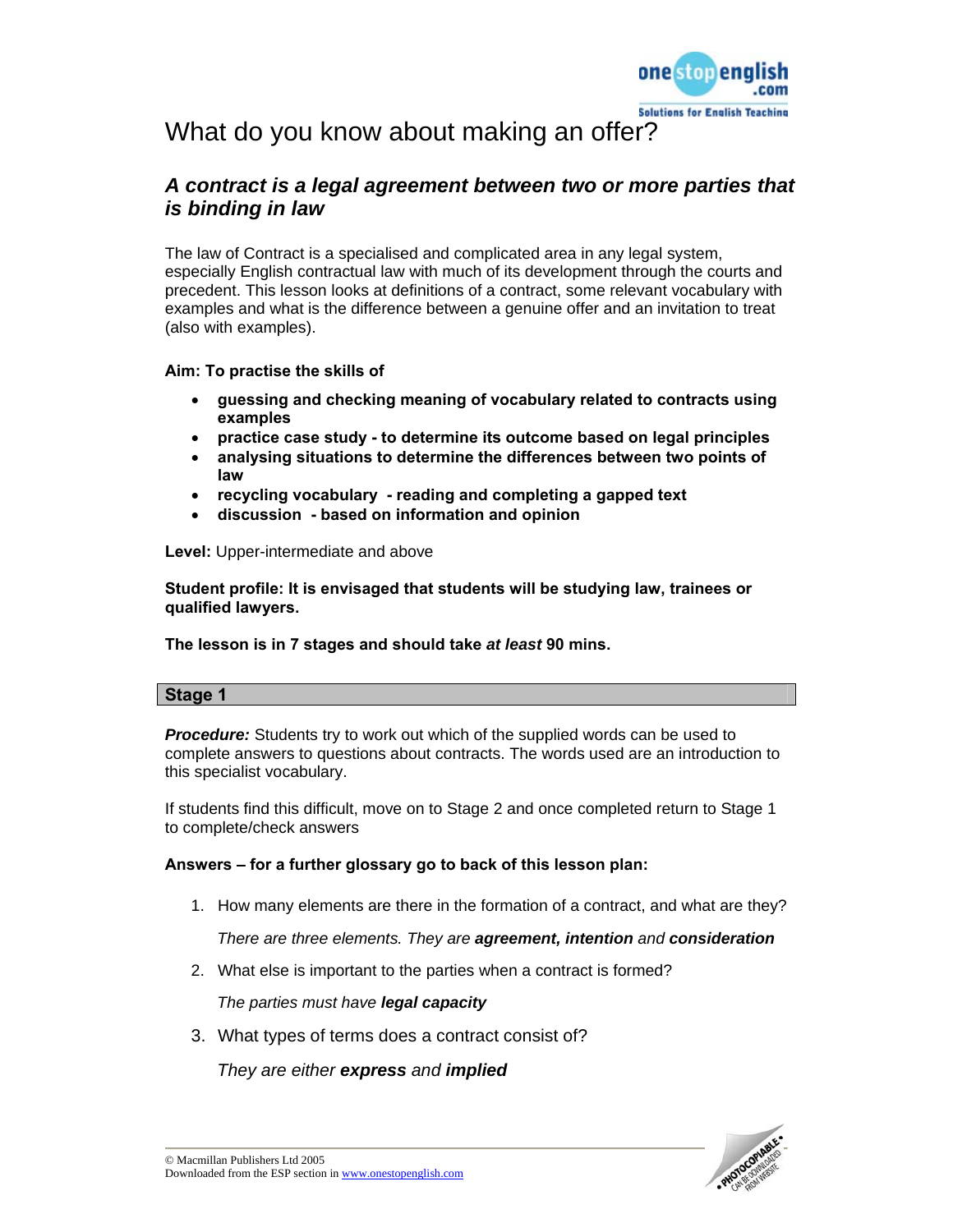# What do you know about making an offer?

## *A contract is a legal agreement between two or more parties that is binding in law*

The law of Contract is a specialised and complicated area in any legal system, especially English contractual law with much of its development through the courts and precedent. This lesson looks at definitions of a contract, some relevant vocabulary with examples and what is the difference between a genuine offer and an invitation to treat (also with examples).

**Aim: To practise the skills of**

- **guessing and checking meaning of vocabulary related to contracts using examples**
- **practice case study - to determine its outcome based on legal principles**
- **analysing situations to determine the differences between two points of law**
- **recycling vocabulary - reading and completing a gapped text**
- **discussion - based on information and opinion**

**Level:** Upper-intermediate and above

**Student profile: It is envisaged that students will be studying law, trainees or qualified lawyers.**

**The lesson is in 7 stages and should take *at least* 90 mins.**

### Stage 1

***Procedure:*** Students try to work out which of the supplied words can be used to complete answers to questions about contracts. The words used are an introduction to this specialist vocabulary.

If students find this difficult, move on to Stage 2 and once completed return to Stage 1 to complete/check answers

**Answers – for a further glossary go to back of this lesson plan:**

1. How many elements are there in the formation of a contract, and what are they?

   *There are three elements. They are **agreement, intention** and **consideration***

2. What else is important to the parties when a contract is formed?

   *The parties must have **legal capacity***

3. What types of terms does a contract consist of?

   *They are either **express** and **implied***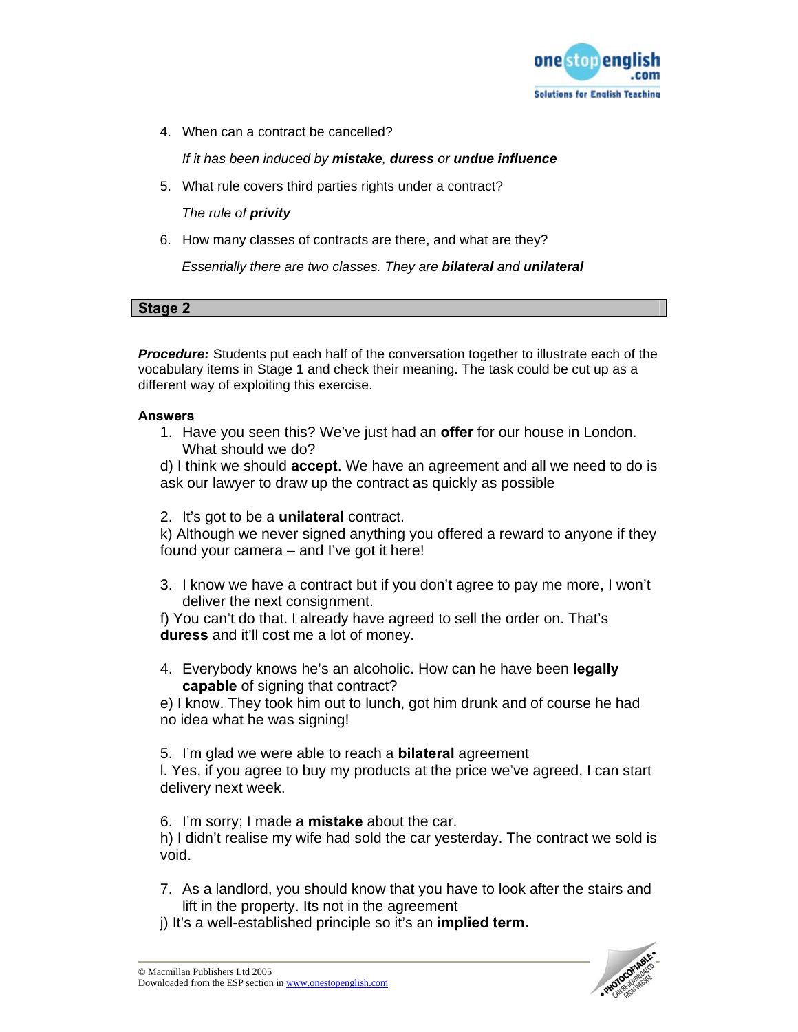4. When can a contract be cancelled?

   *If it has been induced by **mistake**, **duress** or **undue influence***

5. What rule covers third parties rights under a contract?

   *The rule of **privity***

6. How many classes of contracts are there, and what are they?

   *Essentially there are two classes. They are **bilateral** and **unilateral***

## Stage 2

***Procedure:*** Students put each half of the conversation together to illustrate each of the vocabulary items in Stage 1 and check their meaning. The task could be cut up as a different way of exploiting this exercise.

**Answers**

1. Have you seen this? We've just had an **offer** for our house in London. What should we do?

   d) I think we should **accept**. We have an agreement and all we need to do is ask our lawyer to draw up the contract as quickly as possible

2. It's got to be a **unilateral** contract.

   k) Although we never signed anything you offered a reward to anyone if they found your camera – and I've got it here!

3. I know we have a contract but if you don't agree to pay me more, I won't deliver the next consignment.

   f) You can't do that. I already have agreed to sell the order on. That's **duress** and it'll cost me a lot of money.

4. Everybody knows he's an alcoholic. How can he have been **legally capable** of signing that contract?

   e) I know. They took him out to lunch, got him drunk and of course he had no idea what he was signing!

5. I'm glad we were able to reach a **bilateral** agreement

   l. Yes, if you agree to buy my products at the price we've agreed, I can start delivery next week.

6. I'm sorry; I made a **mistake** about the car.

   h) I didn't realise my wife had sold the car yesterday. The contract we sold is void.

7. As a landlord, you should know that you have to look after the stairs and lift in the property. Its not in the agreement

   j) It's a well-established principle so it's an **implied term.**

© Macmillan Publishers Ltd 2005
Downloaded from the ESP section in www.onestopenglish.com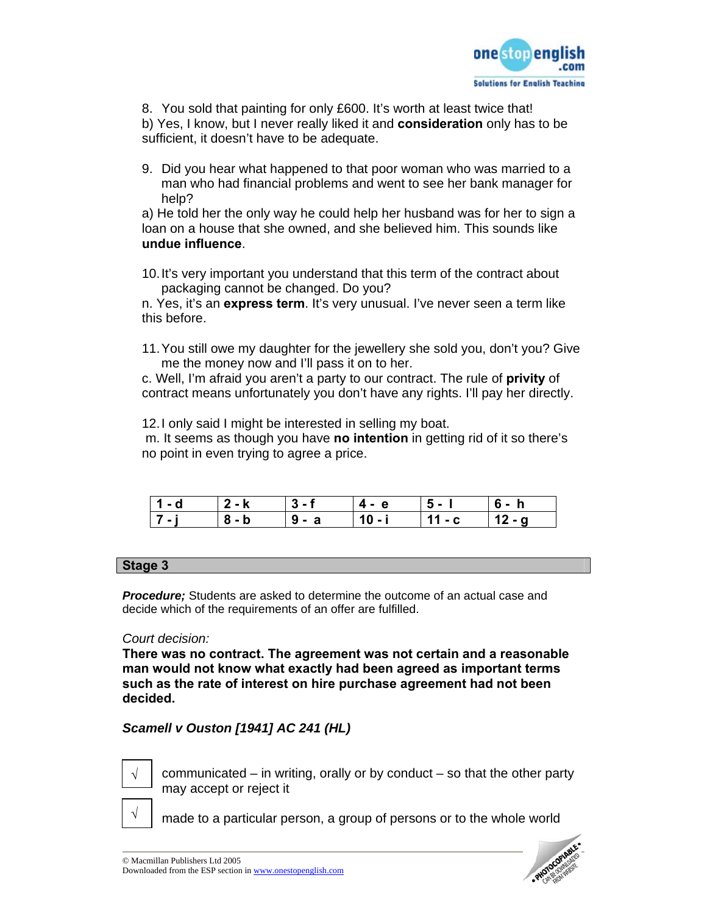8. You sold that painting for only £600. It's worth at least twice that!

b) Yes, I know, but I never really liked it and **consideration** only has to be sufficient, it doesn't have to be adequate.

9. Did you hear what happened to that poor woman who was married to a man who had financial problems and went to see her bank manager for help?

a) He told her the only way he could help her husband was for her to sign a loan on a house that she owned, and she believed him. This sounds like **undue influence**.

10. It's very important you understand that this term of the contract about packaging cannot be changed. Do you?

n. Yes, it's an **express term**. It's very unusual. I've never seen a term like this before.

11. You still owe my daughter for the jewellery she sold you, don't you? Give me the money now and I'll pass it on to her.

c. Well, I'm afraid you aren't a party to our contract. The rule of **privity** of contract means unfortunately you don't have any rights. I'll pay her directly.

12. I only said I might be interested in selling my boat.

m. It seems as though you have **no intention** in getting rid of it so there's no point in even trying to agree a price.

| 1 - d | 2 - k | 3 - f | 4 - e | 5 - l | 6 - h |
|---|---|---|---|---|---|
| 7 - j | 8 - b | 9 - a | 10 - i | 11 - c | 12 - g |

## Stage 3

***Procedure;*** Students are asked to determine the outcome of an actual case and decide which of the requirements of an offer are fulfilled.

*Court decision:*

**There was no contract. The agreement was not certain and a reasonable man would not know what exactly had been agreed as important terms such as the rate of interest on hire purchase agreement had not been decided.**

***Scamell v Ouston [1941] AC 241 (HL)***

| √ | communicated – in writing, orally or by conduct – so that the other party may accept or reject it |
|---|---|
| √ | made to a particular person, a group of persons or to the whole world |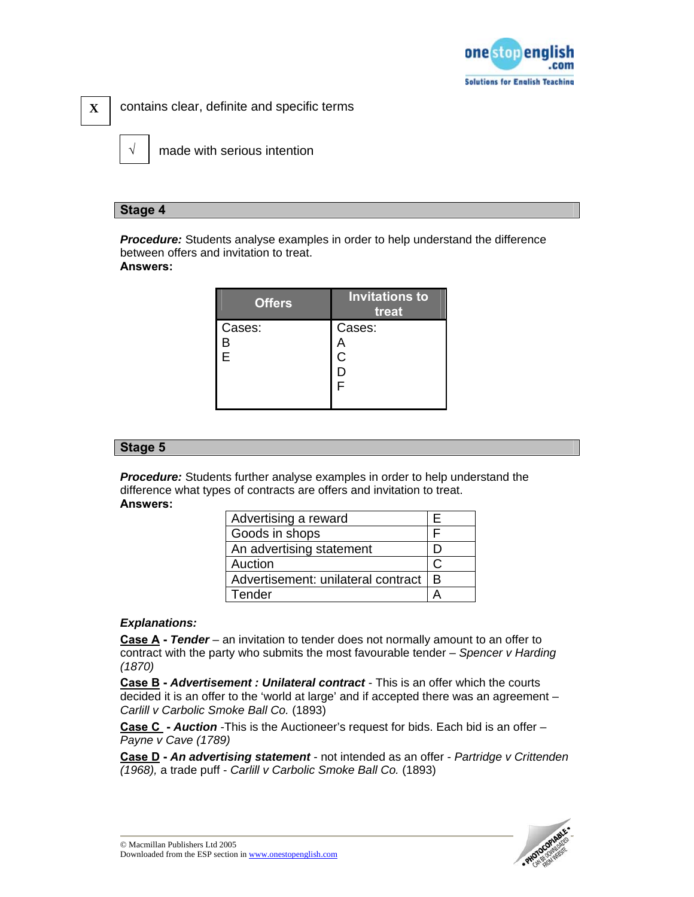| X | contains clear, definite and specific terms |
|---|---|

| √ | made with serious intention |
|---|---|

## Stage 4

***Procedure:*** Students analyse examples in order to help understand the difference between offers and invitation to treat.
**Answers:**

| Offers | Invitations to treat |
|---|---|
| Cases:<br>B<br>E | Cases:<br>A<br>C<br>D<br>F |

## Stage 5

***Procedure:*** Students further analyse examples in order to help understand the difference what types of contracts are offers and invitation to treat.
**Answers:**

| Advertising a reward | E |
|---|---|
| Goods in shops | F |
| An advertising statement | D |
| Auction | C |
| Advertisement: unilateral contract | B |
| Tender | A |

***Explanations:***

**Case A** - ***Tender*** – an invitation to tender does not normally amount to an offer to contract with the party who submits the most favourable tender – *Spencer v Harding (1870)*

**Case B** - ***Advertisement : Unilateral contract*** - This is an offer which the courts decided it is an offer to the 'world at large' and if accepted there was an agreement – *Carlill v Carbolic Smoke Ball Co.* (1893)

**Case C** - ***Auction*** -This is the Auctioneer's request for bids. Each bid is an offer – *Payne v Cave (1789)*

**Case D** - ***An advertising statement*** - not intended as an offer - *Partridge v Crittenden (1968),* a trade puff - *Carlill v Carbolic Smoke Ball Co.* (1893)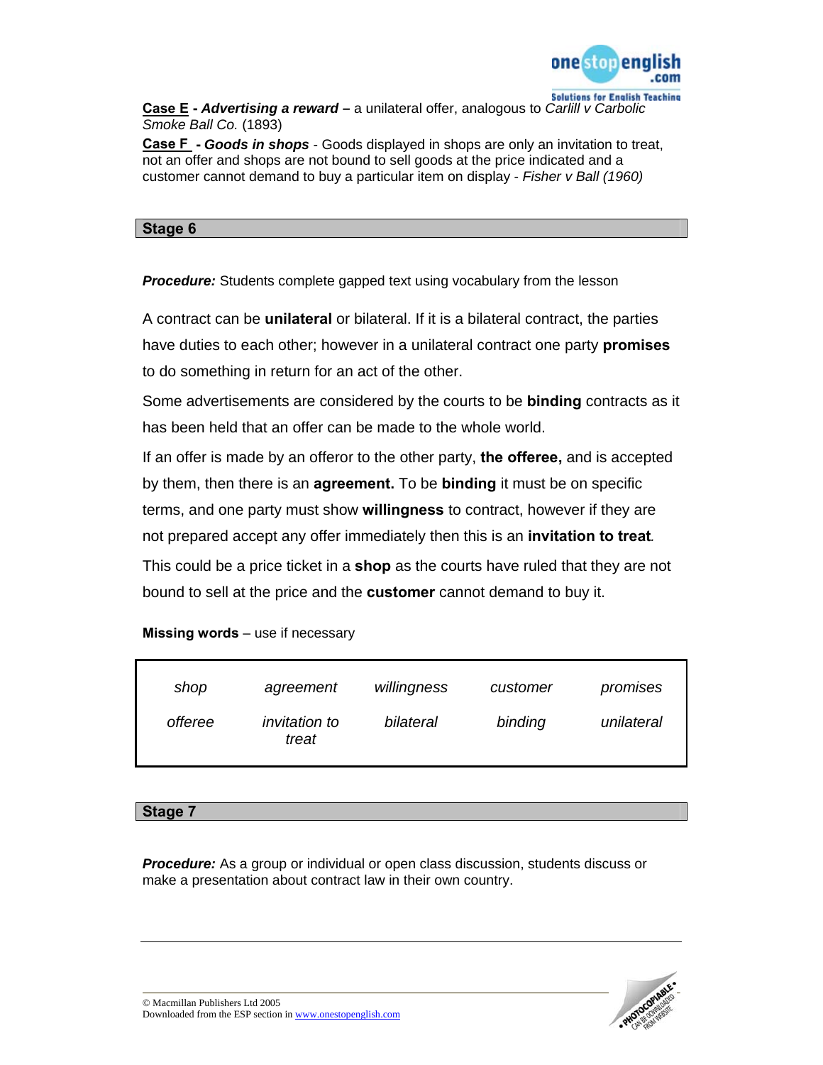**Case E** - ***Advertising a reward –*** a unilateral offer, analogous to *Carlill v Carbolic Smoke Ball Co.* (1893)

**Case F** - ***Goods in shops*** - Goods displayed in shops are only an invitation to treat, not an offer and shops are not bound to sell goods at the price indicated and a customer cannot demand to buy a particular item on display - *Fisher v Ball (1960)*

## Stage 6

***Procedure:*** Students complete gapped text using vocabulary from the lesson

A contract can be **unilateral** or bilateral. If it is a bilateral contract, the parties have duties to each other; however in a unilateral contract one party **promises** to do something in return for an act of the other.

Some advertisements are considered by the courts to be **binding** contracts as it has been held that an offer can be made to the whole world.

If an offer is made by an offeror to the other party, **the offeree,** and is accepted by them, then there is an **agreement.** To be **binding** it must be on specific terms, and one party must show **willingness** to contract, however if they are not prepared accept any offer immediately then this is an **invitation to treat***.*

This could be a price ticket in a **shop** as the courts have ruled that they are not bound to sell at the price and the **customer** cannot demand to buy it.

**Missing words** – use if necessary

| | | | | |
|---|---|---|---|---|
| *shop* | *agreement* | *willingness* | *customer* | *promises* |
| *offeree* | *invitation to treat* | *bilateral* | *binding* | *unilateral* |

## Stage 7

***Procedure:*** As a group or individual or open class discussion, students discuss or make a presentation about contract law in their own country.

© Macmillan Publishers Ltd 2005
Downloaded from the ESP section in www.onestopenglish.com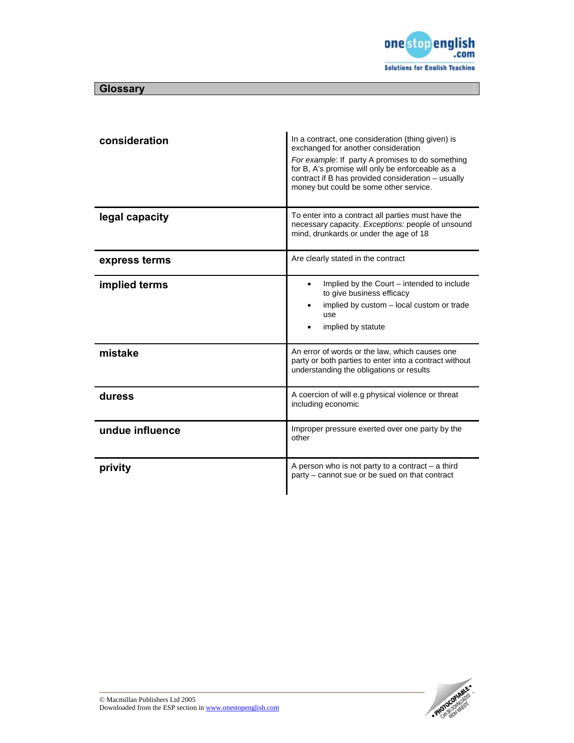## Glossary

| | |
|---|---|
| **consideration** | In a contract, one consideration (thing given) is exchanged for another consideration<br>*For example*: If party A promises to do something for B, A's promise will only be enforceable as a contract if B has provided consideration – usually money but could be some other service. |
| **legal capacity** | To enter into a contract all parties must have the necessary capacity. *Exceptions:* people of unsound mind, drunkards or under the age of 18 |
| **express terms** | Are clearly stated in the contract |
| **implied terms** | • Implied by the Court – intended to include to give business efficacy<br>• implied by custom – local custom or trade use<br>• implied by statute |
| **mistake** | An error of words or the law, which causes one party or both parties to enter into a contract without understanding the obligations or results |
| **duress** | A coercion of will e.g physical violence or threat including economic |
| **undue influence** | Improper pressure exerted over one party by the other |
| **privity** | A person who is not party to a contract – a third party – cannot sue or be sued on that contract |

© Macmillan Publishers Ltd 2005
Downloaded from the ESP section in www.onestopenglish.com